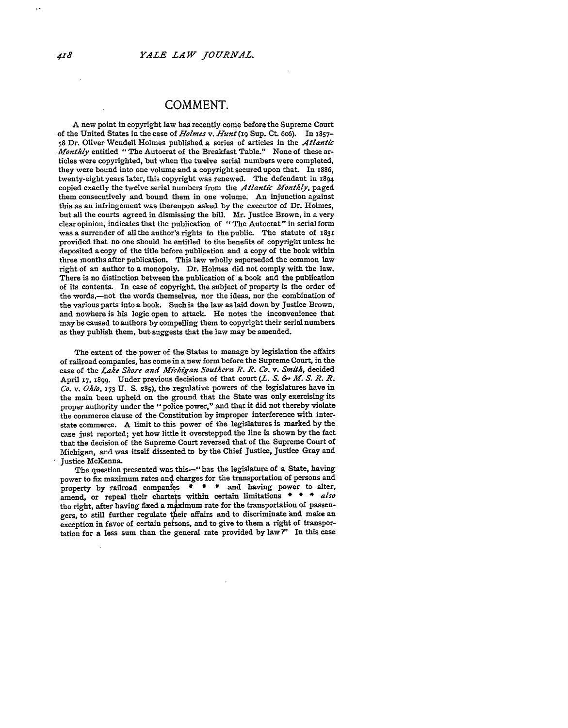# COMMENT.

A new point in copyright law has recently come before the Supreme Court of the United States in the case of *Holmes* v. *Hunt* (19 Sup. Ct. 606). In 1857-58 Dr. Oliver Wendell Holmes published a series of articles in the *Atlantic Monthly* entitled "The Autocrat of the Breakfast Table." None of these articles were copyrighted, but when the twelve serial numbers were completed, they were bound into one volume and a copyright secured upon that. In 1886, twenty-eight years later, this copyright was renewed. The defendant in 1894 copied exactly the twelve serial numbers from the *Atlantic Monthly*, paged them consecutively and bound them in one volume. An injunction against this as an infringement was thereupon asked by the executor of Dr. Holmes, but all the courts agreed in dismissing the bill. Mr. Justice Brown, in a very clear opinion, indicates that the publication of "The Autocrat" in serial form was a surrender of all the author's rights to the public. The statute of 1831 provided that no one should be entitled to the benefits of copyright unless he deposited a copy of the title before publication and a copy of the book within three months after publication. This law wholly superseded the common law right of an author to a monopoly. Dr. Holmes did not comply with the law. There is no distinction between the publication of a book and the publication of its contents. In case of copyright, the subject of property is the order of the words,—not the words themselves, nor the ideas, nor the combination of the various parts into a book. Such is the law as laid down by Justice Brown, and nowhere is his logic open to attack. He notes the inconvenience that may be caused to authors by compelling them to copyright their serial numbers as they publish them, but suggests that the law may be amended.

The extent of the power of the States to manage by legislation the affairs of railroad companies, has come in a new form before the Supreme Court, in the case of the *Lake Shore and Michigan Southern R. R. Co.* v. *Smith*, decided April 17, 1899. Under previous decisions of that court (*L. S. & M. S. R. R. Co.* v. *Ohio*, 173 U. S. 285), the regulative powers of the legislatures have in the main been upheld on the ground that the State was only exercising its proper authority under the "police power," and that it did not thereby violate the commerce clause of the Constitution by improper interference with interstate commerce. A limit to this power of the legislatures is marked by the case just reported; yet how little it overstepped the line is shown by the fact that the decision of the Supreme Court reversed that of the Supreme Court of Michigan, and was itself dissented to by the Chief Justice, Justice Gray and Justice McKenna.

The question presented was this—"has the legislature of a State, having power to fix maximum rates and charges for the transportation of persons and property by railroad companies \* \* \* and having power to alter, amend, or repeal their charters within certain limitations \* \* \* *also* the right, after having fixed a maximum rate for the transportation of passengers, to still further regulate their affairs and to discriminate and make an exception in favor of certain persons, and to give to them a right of transportation for a less sum than the general rate provided by law?" In this case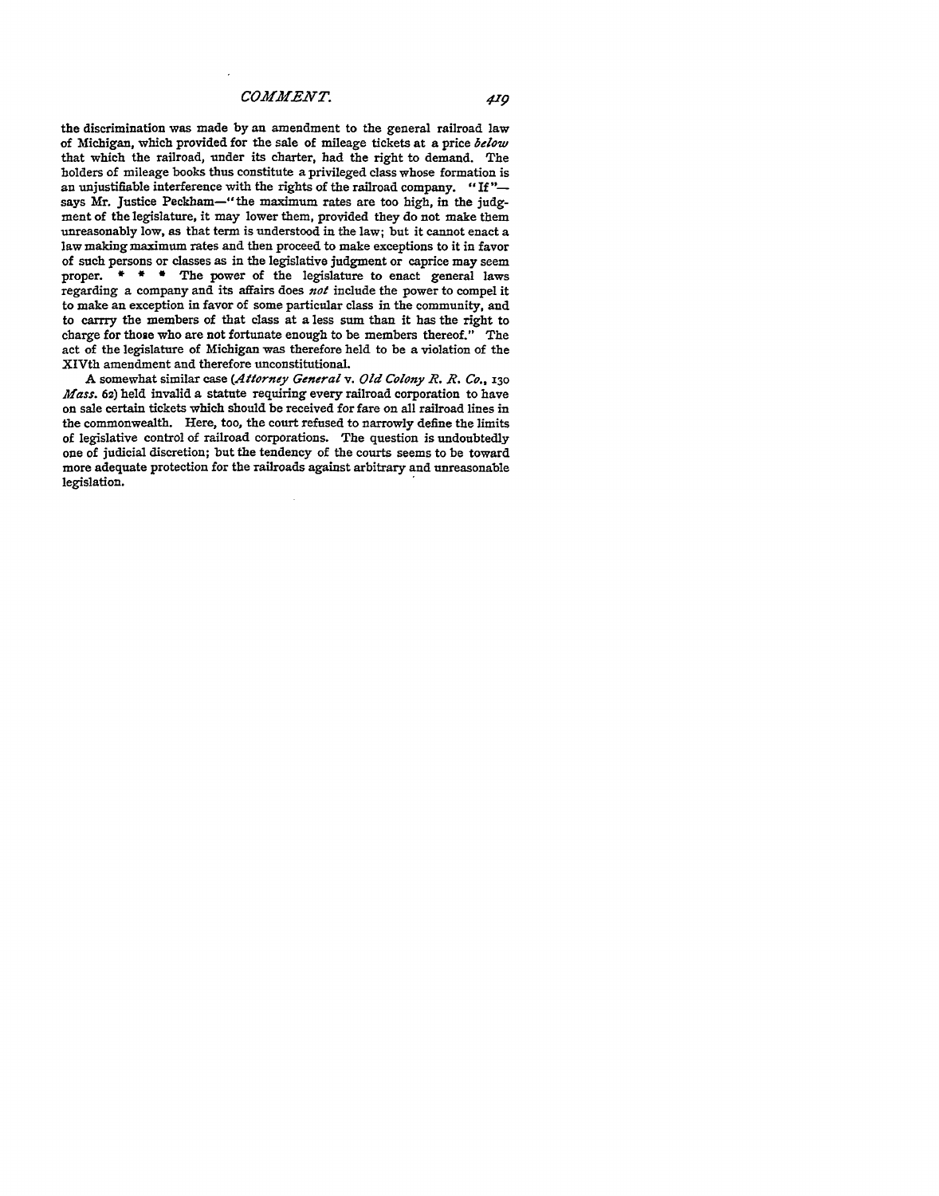the discrimination was made by an amendment to the general railroad law of Michigan, which provided for the sale of mileage tickets at a price *below* that which the railroad, under its charter, had the right to demand. The holders of mileage books thus constitute a privileged class whose formation is an unjustifiable interference with the rights of the railroad company. "If"—says Mr. Justice Peckham—"the maximum rates are too high, in the judgment of the legislature, it may lower them, provided they do not make them unreasonably low, as that term is understood in the law; but it cannot enact a law making maximum rates and then proceed to make exceptions to it in favor of such persons or classes as in the legislative judgment or caprice may seem proper. * * * The power of the legislature to enact general laws regarding a company and its affairs does *not* include the power to compel it to make an exception in favor of some particular class in the community, and to carrry the members of that class at a less sum than it has the right to charge for those who are not fortunate enough to be members thereof." The act of the legislature of Michigan was therefore held to be a violation of the XIVth amendment and therefore unconstitutional.

A somewhat similar case (*Attorney General* v. *Old Colony R. R. Co.*, 130 *Mass.* 62) held invalid a statute requiring every railroad corporation to have on sale certain tickets which should be received for fare on all railroad lines in the commonwealth. Here, too, the court refused to narrowly define the limits of legislative control of railroad corporations. The question is undoubtedly one of judicial discretion; but the tendency of the courts seems to be toward more adequate protection for the railroads against arbitrary and unreasonable legislation.